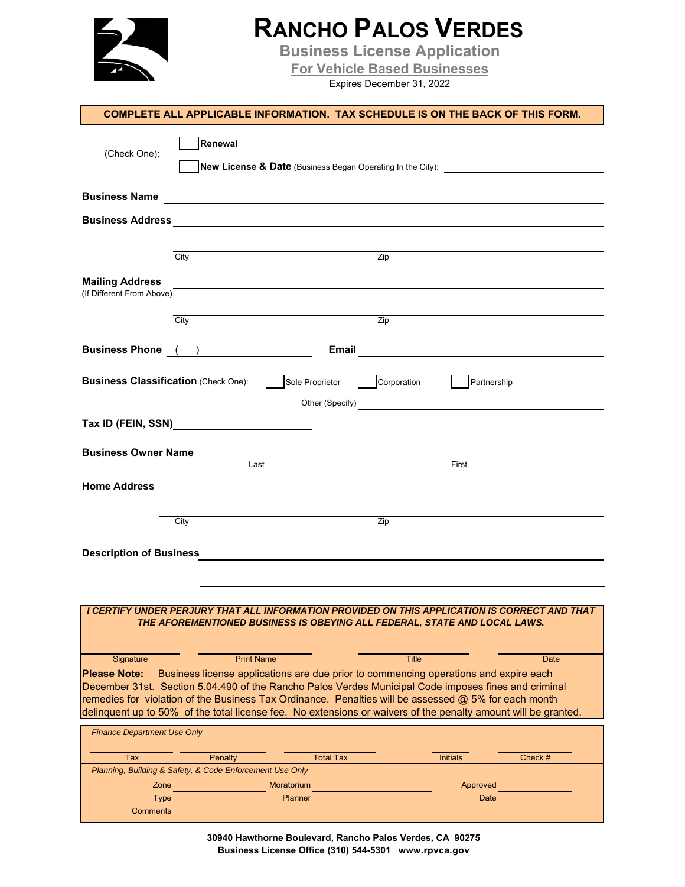# RANCHO PALOS VERDES

## Business License Application

## For Vehicle Based Businesses

Expires December 31, 2022

**COMPLETE ALL APPLICABLE INFORMATION. TAX SCHEDULE IS ON THE BACK OF THIS FORM.**

(Check One): ☐ **Renewal**

☐ **New License & Date** (Business Began Operating In the City): ______________________

**Business Name** ______________________________________________

**Business Address** ______________________________________________

City ______________________ Zip ______________________

**Mailing Address** ______________________________________________
(If Different From Above)

City ______________________ Zip ______________________

**Business Phone** ( ) ______________________ **Email** ______________________

**Business Classification** (Check One): ☐ Sole Proprietor ☐ Corporation ☐ Partnership

Other (Specify) ______________________

**Tax ID (FEIN, SSN)** ______________________

**Business Owner Name** ______________________ ______________________
Last First

**Home Address** ______________________________________________

City ______________________ Zip ______________________

**Description of Business** ______________________________________________

______________________________________________

***I CERTIFY UNDER PERJURY THAT ALL INFORMATION PROVIDED ON THIS APPLICATION IS CORRECT AND THAT THE AFOREMENTIONED BUSINESS IS OBEYING ALL FEDERAL, STATE AND LOCAL LAWS.***

| Signature | Print Name | Title | Date |
|---|---|---|---|
| | | | |

**Please Note:** Business license applications are due prior to commencing operations and expire each December 31st. Section 5.04.490 of the Rancho Palos Verdes Municipal Code imposes fines and criminal remedies for violation of the Business Tax Ordinance. Penalties will be assessed @ 5% for each month delinquent up to 50% of the total license fee. No extensions or waivers of the penalty amount will be granted.

*Finance Department Use Only*

| Tax | Penalty | Total Tax | Initials | Check # |
|---|---|---|---|---|
| | | | | |

*Planning, Building & Safety, & Code Enforcement Use Only*

Zone ______________ Moratorium ______________ Approved ______________

Type ______________ Planner ______________ Date ______________

Comments ______________________________________________

**30940 Hawthorne Boulevard, Rancho Palos Verdes, CA 90275**
**Business License Office (310) 544-5301 www.rpvca.gov**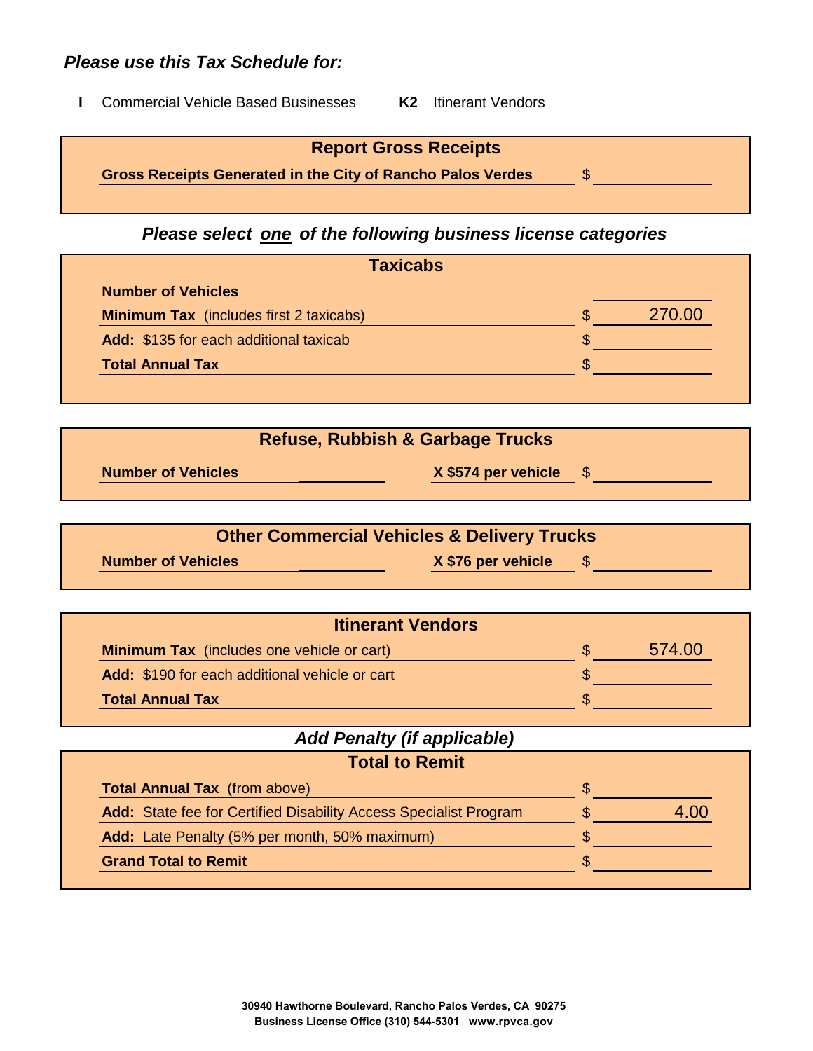***Please use this Tax Schedule for:***

**I** Commercial Vehicle Based Businesses **K2** Itinerant Vendors

## Report Gross Receipts

| | |
|---|---|
| **Gross Receipts Generated in the City of Rancho Palos Verdes** | $ |

***Please select one of the following business license categories***

## Taxicabs

| | |
|---|---|
| **Number of Vehicles** | |
| **Minimum Tax** (includes first 2 taxicabs) | $ 270.00 |
| **Add:** $135 for each additional taxicab | $ |
| **Total Annual Tax** | $ |

## Refuse, Rubbish & Garbage Trucks

| | | | |
|---|---|---|---|
| **Number of Vehicles** | | **X $574 per vehicle** | $ |

## Other Commercial Vehicles & Delivery Trucks

| | | | |
|---|---|---|---|
| **Number of Vehicles** | | **X $76 per vehicle** | $ |

## Itinerant Vendors

| | |
|---|---|
| **Minimum Tax** (includes one vehicle or cart) | $ 574.00 |
| **Add:** $190 for each additional vehicle or cart | $ |
| **Total Annual Tax** | $ |

***Add Penalty (if applicable)***

## Total to Remit

| | |
|---|---|
| **Total Annual Tax** (from above) | $ |
| **Add:** State fee for Certified Disability Access Specialist Program | $ 4.00 |
| **Add:** Late Penalty (5% per month, 50% maximum) | $ |
| **Grand Total to Remit** | $ |

**30940 Hawthorne Boulevard, Rancho Palos Verdes, CA 90275**
**Business License Office (310) 544-5301 www.rpvca.gov**